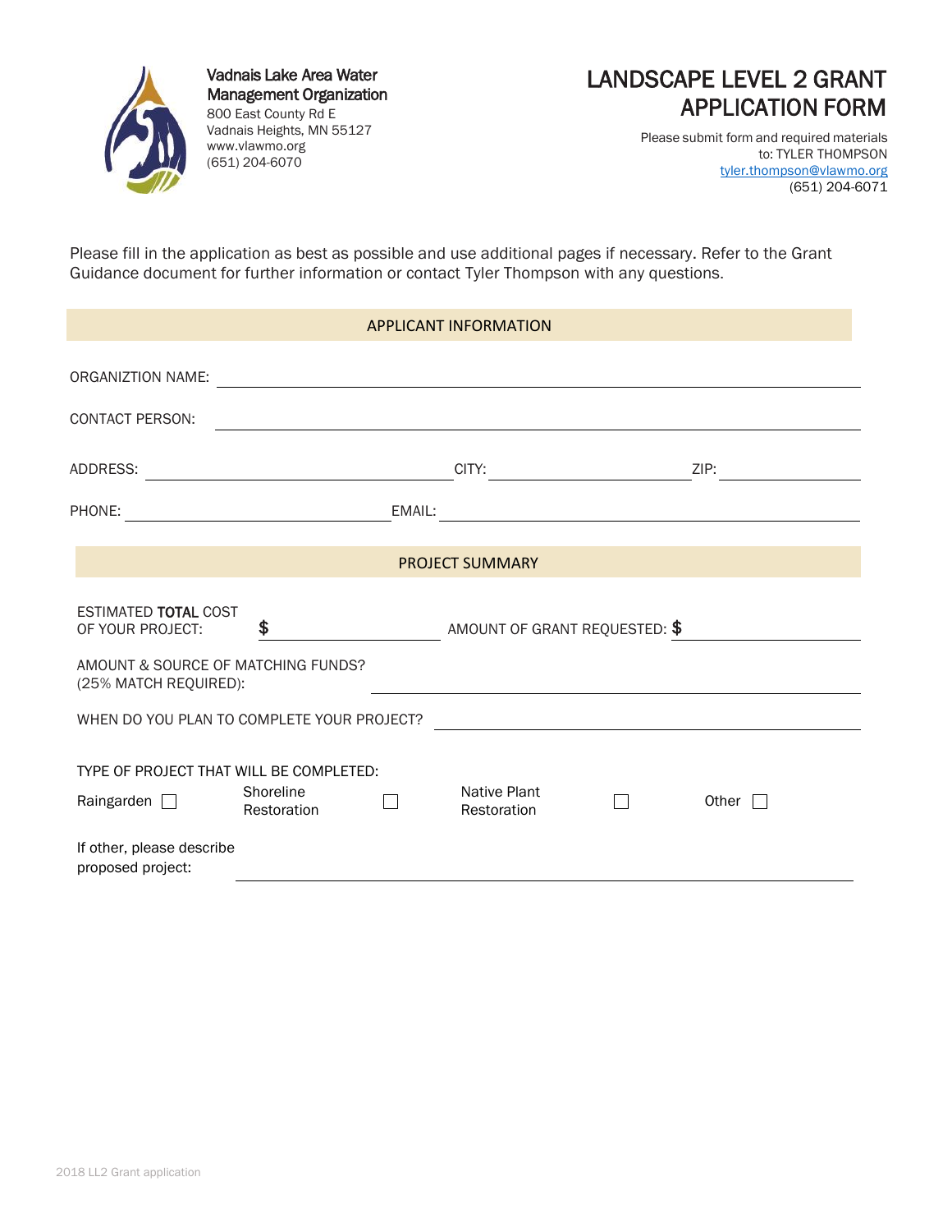Vadnais Lake Area Water Management Organization
800 East County Rd E
Vadnais Heights, MN 55127
www.vlawmo.org
(651) 204-6070

# LANDSCAPE LEVEL 2 GRANT APPLICATION FORM

Please submit form and required materials
to: TYLER THOMPSON
tyler.thompson@vlawmo.org
(651) 204-6071

Please fill in the application as best as possible and use additional pages if necessary. Refer to the Grant Guidance document for further information or contact Tyler Thompson with any questions.

## APPLICANT INFORMATION

ORGANIZTION NAME: ______________________________

CONTACT PERSON: ______________________________

ADDRESS: ____________________ CITY: ____________________ ZIP: ____________

PHONE: ____________________ EMAIL: ______________________________

## PROJECT SUMMARY

ESTIMATED **TOTAL** COST OF YOUR PROJECT: **$** ____________ AMOUNT OF GRANT REQUESTED: **$** ____________

AMOUNT & SOURCE OF MATCHING FUNDS? (25% MATCH REQUIRED): ______________________________

WHEN DO YOU PLAN TO COMPLETE YOUR PROJECT? ______________________________

TYPE OF PROJECT THAT WILL BE COMPLETED:

Raingarden ☐ Shoreline Restoration ☐ Native Plant Restoration ☐ Other ☐

If other, please describe proposed project: ______________________________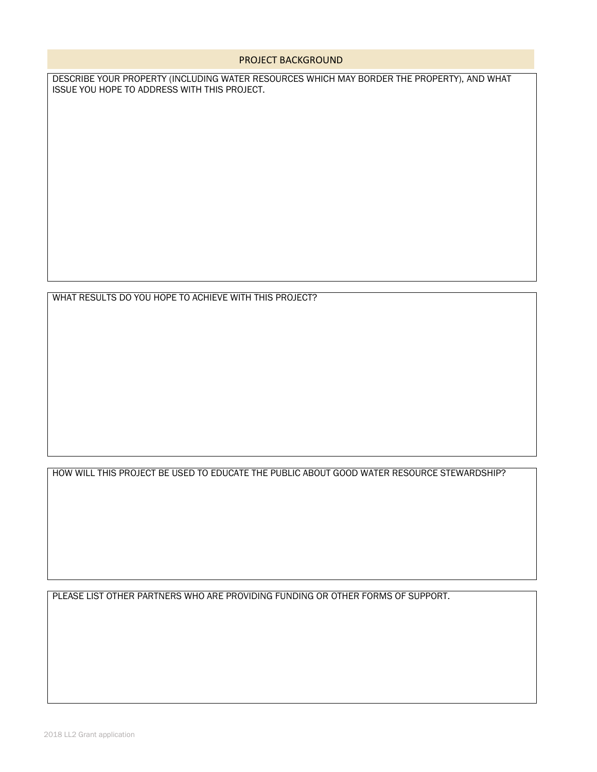## PROJECT BACKGROUND

DESCRIBE YOUR PROPERTY (INCLUDING WATER RESOURCES WHICH MAY BORDER THE PROPERTY), AND WHAT ISSUE YOU HOPE TO ADDRESS WITH THIS PROJECT.

WHAT RESULTS DO YOU HOPE TO ACHIEVE WITH THIS PROJECT?

HOW WILL THIS PROJECT BE USED TO EDUCATE THE PUBLIC ABOUT GOOD WATER RESOURCE STEWARDSHIP?

PLEASE LIST OTHER PARTNERS WHO ARE PROVIDING FUNDING OR OTHER FORMS OF SUPPORT.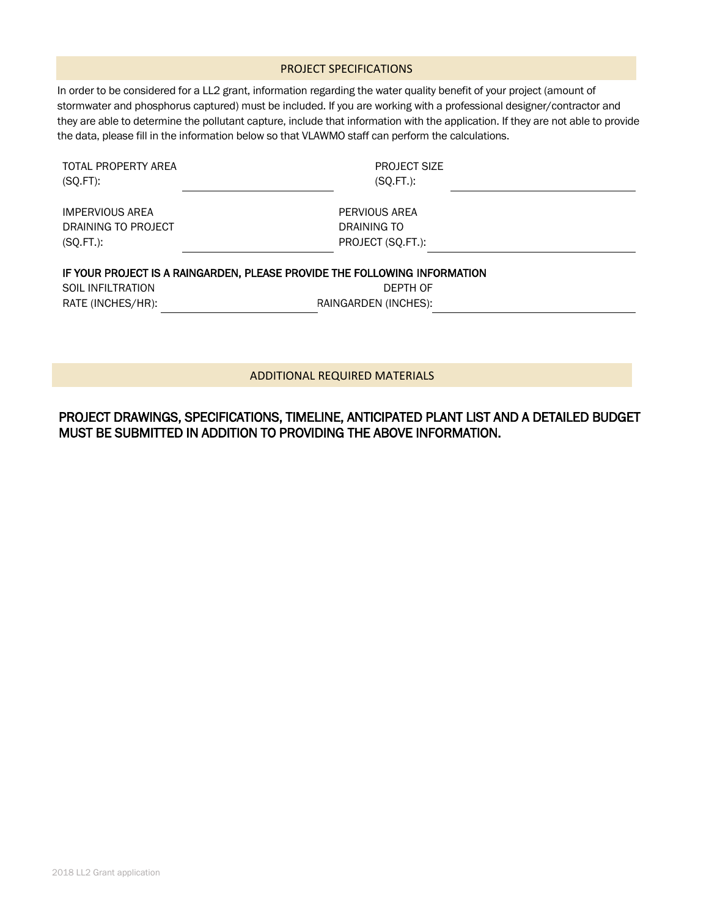## PROJECT SPECIFICATIONS

In order to be considered for a LL2 grant, information regarding the water quality benefit of your project (amount of stormwater and phosphorus captured) must be included. If you are working with a professional designer/contractor and they are able to determine the pollutant capture, include that information with the application. If they are not able to provide the data, please fill in the information below so that VLAWMO staff can perform the calculations.

TOTAL PROPERTY AREA (SQ.FT): ____________________ PROJECT SIZE (SQ.FT.): ____________________

IMPERVIOUS AREA DRAINING TO PROJECT (SQ.FT.): ____________________ PERVIOUS AREA DRAINING TO PROJECT (SQ.FT.): ____________________

**IF YOUR PROJECT IS A RAINGARDEN, PLEASE PROVIDE THE FOLLOWING INFORMATION**

SOIL INFILTRATION RATE (INCHES/HR): ____________________ DEPTH OF RAINGARDEN (INCHES): ____________________

## ADDITIONAL REQUIRED MATERIALS

**PROJECT DRAWINGS, SPECIFICATIONS, TIMELINE, ANTICIPATED PLANT LIST AND A DETAILED BUDGET MUST BE SUBMITTED IN ADDITION TO PROVIDING THE ABOVE INFORMATION.**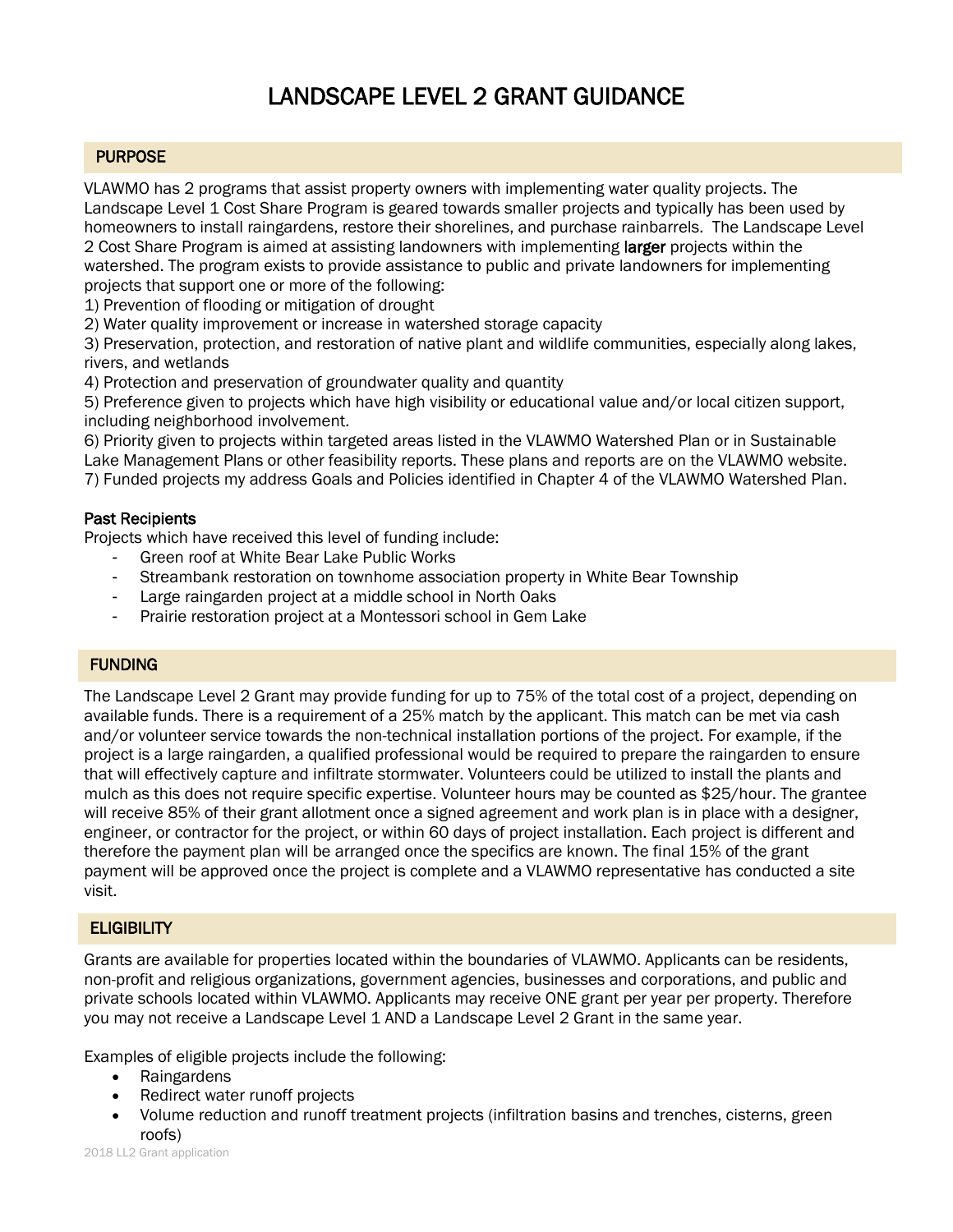# LANDSCAPE LEVEL 2 GRANT GUIDANCE

## PURPOSE

VLAWMO has 2 programs that assist property owners with implementing water quality projects. The Landscape Level 1 Cost Share Program is geared towards smaller projects and typically has been used by homeowners to install raingardens, restore their shorelines, and purchase rainbarrels. The Landscape Level 2 Cost Share Program is aimed at assisting landowners with implementing **larger** projects within the watershed. The program exists to provide assistance to public and private landowners for implementing projects that support one or more of the following:

1) Prevention of flooding or mitigation of drought
2) Water quality improvement or increase in watershed storage capacity
3) Preservation, protection, and restoration of native plant and wildlife communities, especially along lakes, rivers, and wetlands
4) Protection and preservation of groundwater quality and quantity
5) Preference given to projects which have high visibility or educational value and/or local citizen support, including neighborhood involvement.
6) Priority given to projects within targeted areas listed in the VLAWMO Watershed Plan or in Sustainable Lake Management Plans or other feasibility reports. These plans and reports are on the VLAWMO website.
7) Funded projects my address Goals and Policies identified in Chapter 4 of the VLAWMO Watershed Plan.

**Past Recipients**

Projects which have received this level of funding include:

- Green roof at White Bear Lake Public Works
- Streambank restoration on townhome association property in White Bear Township
- Large raingarden project at a middle school in North Oaks
- Prairie restoration project at a Montessori school in Gem Lake

## FUNDING

The Landscape Level 2 Grant may provide funding for up to 75% of the total cost of a project, depending on available funds. There is a requirement of a 25% match by the applicant. This match can be met via cash and/or volunteer service towards the non-technical installation portions of the project. For example, if the project is a large raingarden, a qualified professional would be required to prepare the raingarden to ensure that will effectively capture and infiltrate stormwater. Volunteers could be utilized to install the plants and mulch as this does not require specific expertise. Volunteer hours may be counted as $25/hour. The grantee will receive 85% of their grant allotment once a signed agreement and work plan is in place with a designer, engineer, or contractor for the project, or within 60 days of project installation. Each project is different and therefore the payment plan will be arranged once the specifics are known. The final 15% of the grant payment will be approved once the project is complete and a VLAWMO representative has conducted a site visit.

## ELIGIBILITY

Grants are available for properties located within the boundaries of VLAWMO. Applicants can be residents, non-profit and religious organizations, government agencies, businesses and corporations, and public and private schools located within VLAWMO. Applicants may receive ONE grant per year per property. Therefore you may not receive a Landscape Level 1 AND a Landscape Level 2 Grant in the same year.

Examples of eligible projects include the following:

- Raingardens
- Redirect water runoff projects
- Volume reduction and runoff treatment projects (infiltration basins and trenches, cisterns, green roofs)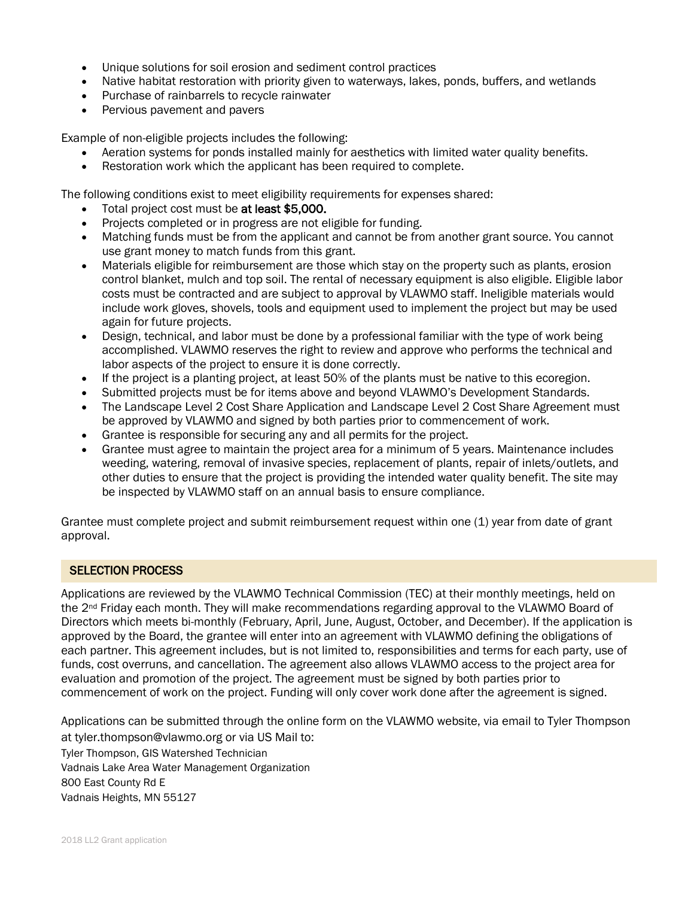- Unique solutions for soil erosion and sediment control practices
- Native habitat restoration with priority given to waterways, lakes, ponds, buffers, and wetlands
- Purchase of rainbarrels to recycle rainwater
- Pervious pavement and pavers

Example of non-eligible projects includes the following:

- Aeration systems for ponds installed mainly for aesthetics with limited water quality benefits.
- Restoration work which the applicant has been required to complete.

The following conditions exist to meet eligibility requirements for expenses shared:

- Total project cost must be **at least $5,000.**
- Projects completed or in progress are not eligible for funding.
- Matching funds must be from the applicant and cannot be from another grant source. You cannot use grant money to match funds from this grant.
- Materials eligible for reimbursement are those which stay on the property such as plants, erosion control blanket, mulch and top soil. The rental of necessary equipment is also eligible. Eligible labor costs must be contracted and are subject to approval by VLAWMO staff. Ineligible materials would include work gloves, shovels, tools and equipment used to implement the project but may be used again for future projects.
- Design, technical, and labor must be done by a professional familiar with the type of work being accomplished. VLAWMO reserves the right to review and approve who performs the technical and labor aspects of the project to ensure it is done correctly.
- If the project is a planting project, at least 50% of the plants must be native to this ecoregion.
- Submitted projects must be for items above and beyond VLAWMO's Development Standards.
- The Landscape Level 2 Cost Share Application and Landscape Level 2 Cost Share Agreement must be approved by VLAWMO and signed by both parties prior to commencement of work.
- Grantee is responsible for securing any and all permits for the project.
- Grantee must agree to maintain the project area for a minimum of 5 years. Maintenance includes weeding, watering, removal of invasive species, replacement of plants, repair of inlets/outlets, and other duties to ensure that the project is providing the intended water quality benefit. The site may be inspected by VLAWMO staff on an annual basis to ensure compliance.

Grantee must complete project and submit reimbursement request within one (1) year from date of grant approval.

## SELECTION PROCESS

Applications are reviewed by the VLAWMO Technical Commission (TEC) at their monthly meetings, held on the 2nd Friday each month. They will make recommendations regarding approval to the VLAWMO Board of Directors which meets bi-monthly (February, April, June, August, October, and December). If the application is approved by the Board, the grantee will enter into an agreement with VLAWMO defining the obligations of each partner. This agreement includes, but is not limited to, responsibilities and terms for each party, use of funds, cost overruns, and cancellation. The agreement also allows VLAWMO access to the project area for evaluation and promotion of the project. The agreement must be signed by both parties prior to commencement of work on the project. Funding will only cover work done after the agreement is signed.

Applications can be submitted through the online form on the VLAWMO website, via email to Tyler Thompson at tyler.thompson@vlawmo.org or via US Mail to:

Tyler Thompson, GIS Watershed Technician
Vadnais Lake Area Water Management Organization
800 East County Rd E
Vadnais Heights, MN 55127